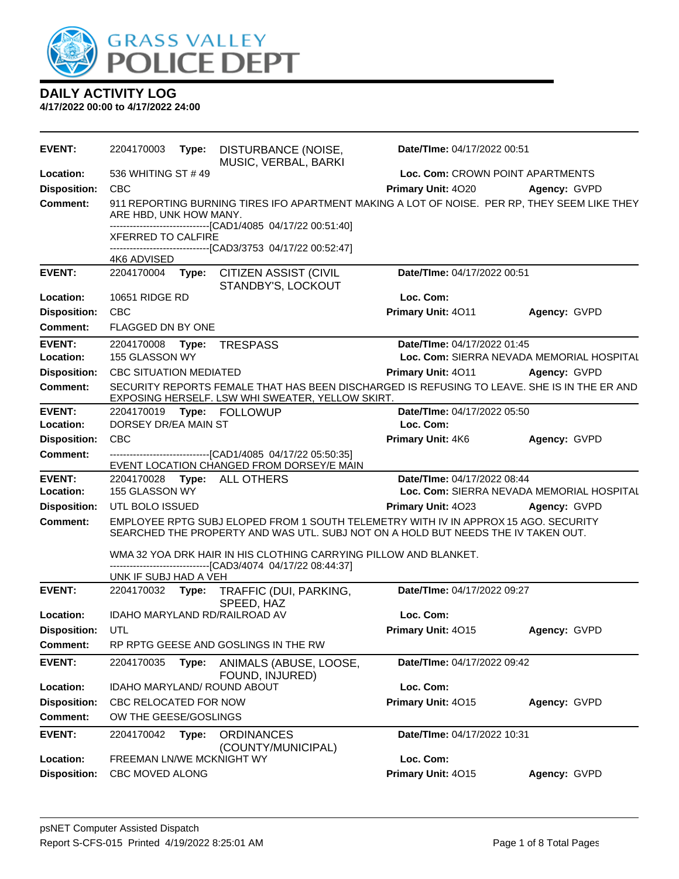GRASS VALLEY POLICE DEPT

## DAILY ACTIVITY LOG

**4/17/2022 00:00 to 4/17/2022 24:00**

| | | | | |
|---|---|---|---|---|
| **EVENT:** | 2204170003 **Type:** DISTURBANCE (NOISE, MUSIC, VERBAL, BARKI | | **Date/TIme:** 04/17/2022 00:51 | |
| **Location:** | 536 WHITING ST # 49 | | **Loc. Com:** CROWN POINT APARTMENTS | |
| **Disposition:** | CBC | | **Primary Unit:** 4O20 | **Agency:** GVPD |
| **Comment:** | 911 REPORTING BURNING TIRES IFO APARTMENT MAKING A LOT OF NOISE. PER RP, THEY SEEM LIKE THEY ARE HBD, UNK HOW MANY.<br>------------------------------[CAD1/4085 04/17/22 00:51:40]<br>XFERRED TO CALFIRE<br>------------------------------[CAD3/3753 04/17/22 00:52:47]<br>4K6 ADVISED | | | |

| | | | | |
|---|---|---|---|---|
| **EVENT:** | 2204170004 **Type:** CITIZEN ASSIST (CIVIL STANDBY'S, LOCKOUT | | **Date/TIme:** 04/17/2022 00:51 | |
| **Location:** | 10651 RIDGE RD | | **Loc. Com:** | |
| **Disposition:** | CBC | | **Primary Unit:** 4O11 | **Agency:** GVPD |
| **Comment:** | FLAGGED DN BY ONE | | | |

| | | | | |
|---|---|---|---|---|
| **EVENT:** | 2204170008 **Type:** TRESPASS | | **Date/TIme:** 04/17/2022 01:45 | |
| **Location:** | 155 GLASSON WY | | **Loc. Com:** SIERRA NEVADA MEMORIAL HOSPITAL | |
| **Disposition:** | CBC SITUATION MEDIATED | | **Primary Unit:** 4O11 | **Agency:** GVPD |
| **Comment:** | SECURITY REPORTS FEMALE THAT HAS BEEN DISCHARGED IS REFUSING TO LEAVE. SHE IS IN THE ER AND EXPOSING HERSELF. LSW WHI SWEATER, YELLOW SKIRT. | | | |

| | | | | |
|---|---|---|---|---|
| **EVENT:** | 2204170019 **Type:** FOLLOWUP | | **Date/TIme:** 04/17/2022 05:50 | |
| **Location:** | DORSEY DR/EA MAIN ST | | **Loc. Com:** | |
| **Disposition:** | CBC | | **Primary Unit:** 4K6 | **Agency:** GVPD |
| **Comment:** | ------------------------------[CAD1/4085 04/17/22 05:50:35]<br>EVENT LOCATION CHANGED FROM DORSEY/E MAIN | | | |

| | | | | |
|---|---|---|---|---|
| **EVENT:** | 2204170028 **Type:** ALL OTHERS | | **Date/TIme:** 04/17/2022 08:44 | |
| **Location:** | 155 GLASSON WY | | **Loc. Com:** SIERRA NEVADA MEMORIAL HOSPITAL | |
| **Disposition:** | UTL BOLO ISSUED | | **Primary Unit:** 4O23 | **Agency:** GVPD |
| **Comment:** | EMPLOYEE RPTG SUBJ ELOPED FROM 1 SOUTH TELEMETRY WITH IV IN APPROX 15 AGO. SECURITY SEARCHED THE PROPERTY AND WAS UTL. SUBJ NOT ON A HOLD BUT NEEDS THE IV TAKEN OUT.<br><br>WMA 32 YOA DRK HAIR IN HIS CLOTHING CARRYING PILLOW AND BLANKET.<br>------------------------------[CAD3/4074 04/17/22 08:44:37]<br>UNK IF SUBJ HAD A VEH | | | |

| | | | | |
|---|---|---|---|---|
| **EVENT:** | 2204170032 **Type:** TRAFFIC (DUI, PARKING, SPEED, HAZ | | **Date/TIme:** 04/17/2022 09:27 | |
| **Location:** | IDAHO MARYLAND RD/RAILROAD AV | | **Loc. Com:** | |
| **Disposition:** | UTL | | **Primary Unit:** 4O15 | **Agency:** GVPD |
| **Comment:** | RP RPTG GEESE AND GOSLINGS IN THE RW | | | |

| | | | | |
|---|---|---|---|---|
| **EVENT:** | 2204170035 **Type:** ANIMALS (ABUSE, LOOSE, FOUND, INJURED) | | **Date/TIme:** 04/17/2022 09:42 | |
| **Location:** | IDAHO MARYLAND/ ROUND ABOUT | | **Loc. Com:** | |
| **Disposition:** | CBC RELOCATED FOR NOW | | **Primary Unit:** 4O15 | **Agency:** GVPD |
| **Comment:** | OW THE GEESE/GOSLINGS | | | |

| | | | | |
|---|---|---|---|---|
| **EVENT:** | 2204170042 **Type:** ORDINANCES (COUNTY/MUNICIPAL) | | **Date/TIme:** 04/17/2022 10:31 | |
| **Location:** | FREEMAN LN/WE MCKNIGHT WY | | **Loc. Com:** | |
| **Disposition:** | CBC MOVED ALONG | | **Primary Unit:** 4O15 | **Agency:** GVPD |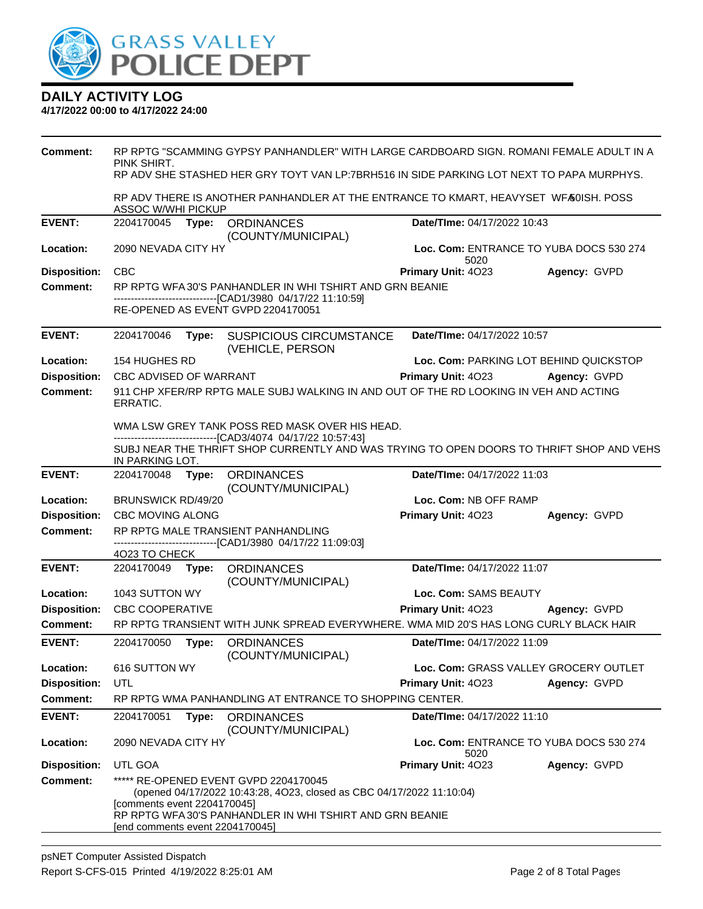# GRASS VALLEY POLICE DEPT

## DAILY ACTIVITY LOG

**4/17/2022 00:00 to 4/17/2022 24:00**

**Comment:** RP RPTG "SCAMMING GYPSY PANHANDLER" WITH LARGE CARDBOARD SIGN. ROMANI FEMALE ADULT IN A PINK SHIRT.
RP ADV SHE STASHED HER GRY TOYT VAN LP:7BRH516 IN SIDE PARKING LOT NEXT TO PAPA MURPHYS.

RP ADV THERE IS ANOTHER PANHANDLER AT THE ENTRANCE TO KMART, HEAVYSET WFA50ISH. POSS ASSOC W/WHI PICKUP

---

**EVENT:** 2204170045 **Type:** ORDINANCES (COUNTY/MUNICIPAL) **Date/TIme:** 04/17/2022 10:43
**Location:** 2090 NEVADA CITY HY **Loc. Com:** ENTRANCE TO YUBA DOCS 530 274 5020
**Disposition:** CBC **Primary Unit:** 4O23 **Agency:** GVPD
**Comment:** RP RPTG WFA 30'S PANHANDLER IN WHI TSHIRT AND GRN BEANIE
------------------------------[CAD1/3980 04/17/22 11:10:59]
RE-OPENED AS EVENT GVPD 2204170051

---

**EVENT:** 2204170046 **Type:** SUSPICIOUS CIRCUMSTANCE (VEHICLE, PERSON **Date/TIme:** 04/17/2022 10:57
**Location:** 154 HUGHES RD **Loc. Com:** PARKING LOT BEHIND QUICKSTOP
**Disposition:** CBC ADVISED OF WARRANT **Primary Unit:** 4O23 **Agency:** GVPD
**Comment:** 911 CHP XFER/RP RPTG MALE SUBJ WALKING IN AND OUT OF THE RD LOOKING IN VEH AND ACTING ERRATIC.

WMA LSW GREY TANK POSS RED MASK OVER HIS HEAD.
------------------------------[CAD3/4074 04/17/22 10:57:43]
SUBJ NEAR THE THRIFT SHOP CURRENTLY AND WAS TRYING TO OPEN DOORS TO THRIFT SHOP AND VEHS IN PARKING LOT.

---

**EVENT:** 2204170048 **Type:** ORDINANCES (COUNTY/MUNICIPAL) **Date/TIme:** 04/17/2022 11:03
**Location:** BRUNSWICK RD/49/20 **Loc. Com:** NB OFF RAMP
**Disposition:** CBC MOVING ALONG **Primary Unit:** 4O23 **Agency:** GVPD
**Comment:** RP RPTG MALE TRANSIENT PANHANDLING
------------------------------[CAD1/3980 04/17/22 11:09:03]
4O23 TO CHECK

---

**EVENT:** 2204170049 **Type:** ORDINANCES (COUNTY/MUNICIPAL) **Date/TIme:** 04/17/2022 11:07
**Location:** 1043 SUTTON WY **Loc. Com:** SAMS BEAUTY
**Disposition:** CBC COOPERATIVE **Primary Unit:** 4O23 **Agency:** GVPD
**Comment:** RP RPTG TRANSIENT WITH JUNK SPREAD EVERYWHERE. WMA MID 20'S HAS LONG CURLY BLACK HAIR

---

**EVENT:** 2204170050 **Type:** ORDINANCES (COUNTY/MUNICIPAL) **Date/TIme:** 04/17/2022 11:09
**Location:** 616 SUTTON WY **Loc. Com:** GRASS VALLEY GROCERY OUTLET
**Disposition:** UTL **Primary Unit:** 4O23 **Agency:** GVPD
**Comment:** RP RPTG WMA PANHANDLING AT ENTRANCE TO SHOPPING CENTER.

---

**EVENT:** 2204170051 **Type:** ORDINANCES (COUNTY/MUNICIPAL) **Date/TIme:** 04/17/2022 11:10
**Location:** 2090 NEVADA CITY HY **Loc. Com:** ENTRANCE TO YUBA DOCS 530 274 5020
**Disposition:** UTL GOA **Primary Unit:** 4O23 **Agency:** GVPD
**Comment:** ***** RE-OPENED EVENT GVPD 2204170045
(opened 04/17/2022 10:43:28, 4O23, closed as CBC 04/17/2022 11:10:04)
[comments event 2204170045]
RP RPTG WFA 30'S PANHANDLER IN WHI TSHIRT AND GRN BEANIE
[end comments event 2204170045]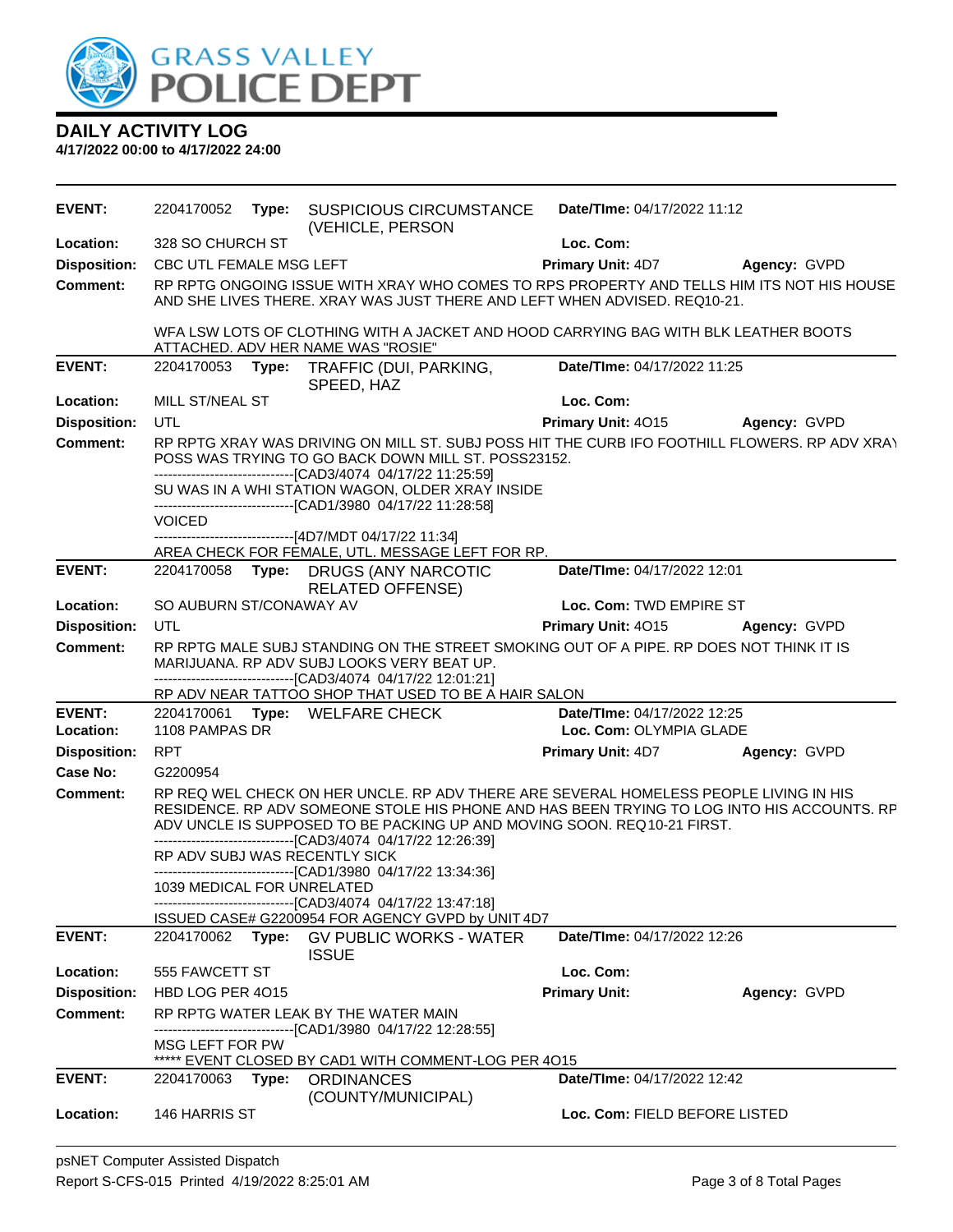# DAILY ACTIVITY LOG

**4/17/2022 00:00 to 4/17/2022 24:00**

---

**EVENT:** 2204170052 **Type:** SUSPICIOUS CIRCUMSTANCE (VEHICLE, PERSON **Date/TIme:** 04/17/2022 11:12
**Location:** 328 SO CHURCH ST **Loc. Com:**
**Disposition:** CBC UTL FEMALE MSG LEFT **Primary Unit:** 4D7 **Agency:** GVPD
**Comment:** RP RPTG ONGOING ISSUE WITH XRAY WHO COMES TO RPS PROPERTY AND TELLS HIM ITS NOT HIS HOUSE AND SHE LIVES THERE. XRAY WAS JUST THERE AND LEFT WHEN ADVISED. REQ10-21.

WFA LSW LOTS OF CLOTHING WITH A JACKET AND HOOD CARRYING BAG WITH BLK LEATHER BOOTS ATTACHED. ADV HER NAME WAS "ROSIE"

---

**EVENT:** 2204170053 **Type:** TRAFFIC (DUI, PARKING, SPEED, HAZ **Date/TIme:** 04/17/2022 11:25
**Location:** MILL ST/NEAL ST **Loc. Com:**
**Disposition:** UTL **Primary Unit:** 4O15 **Agency:** GVPD
**Comment:** RP RPTG XRAY WAS DRIVING ON MILL ST. SUBJ POSS HIT THE CURB IFO FOOTHILL FLOWERS. RP ADV XRAY POSS WAS TRYING TO GO BACK DOWN MILL ST. POSS23152.
------------------------------[CAD3/4074 04/17/22 11:25:59]
SU WAS IN A WHI STATION WAGON, OLDER XRAY INSIDE
------------------------------[CAD1/3980 04/17/22 11:28:58]
VOICED
------------------------------[4D7/MDT 04/17/22 11:34]
AREA CHECK FOR FEMALE, UTL. MESSAGE LEFT FOR RP.

---

**EVENT:** 2204170058 **Type:** DRUGS (ANY NARCOTIC RELATED OFFENSE) **Date/TIme:** 04/17/2022 12:01
**Location:** SO AUBURN ST/CONAWAY AV **Loc. Com:** TWD EMPIRE ST
**Disposition:** UTL **Primary Unit:** 4O15 **Agency:** GVPD
**Comment:** RP RPTG MALE SUBJ STANDING ON THE STREET SMOKING OUT OF A PIPE. RP DOES NOT THINK IT IS MARIJUANA. RP ADV SUBJ LOOKS VERY BEAT UP.
------------------------------[CAD3/4074 04/17/22 12:01:21]
RP ADV NEAR TATTOO SHOP THAT USED TO BE A HAIR SALON

---

**EVENT:** 2204170061 **Type:** WELFARE CHECK **Date/TIme:** 04/17/2022 12:25
**Location:** 1108 PAMPAS DR **Loc. Com:** OLYMPIA GLADE
**Disposition:** RPT **Primary Unit:** 4D7 **Agency:** GVPD
**Case No:** G2200954
**Comment:** RP REQ WEL CHECK ON HER UNCLE. RP ADV THERE ARE SEVERAL HOMELESS PEOPLE LIVING IN HIS RESIDENCE. RP ADV SOMEONE STOLE HIS PHONE AND HAS BEEN TRYING TO LOG INTO HIS ACCOUNTS. RP ADV UNCLE IS SUPPOSED TO BE PACKING UP AND MOVING SOON. REQ10-21 FIRST.
------------------------------[CAD3/4074 04/17/22 12:26:39]
RP ADV SUBJ WAS RECENTLY SICK
------------------------------[CAD1/3980 04/17/22 13:34:36]
1039 MEDICAL FOR UNRELATED
------------------------------[CAD3/4074 04/17/22 13:47:18]
ISSUED CASE# G2200954 FOR AGENCY GVPD by UNIT 4D7

---

**EVENT:** 2204170062 **Type:** GV PUBLIC WORKS - WATER ISSUE **Date/TIme:** 04/17/2022 12:26
**Location:** 555 FAWCETT ST **Loc. Com:**
**Disposition:** HBD LOG PER 4O15 **Primary Unit:** **Agency:** GVPD
**Comment:** RP RPTG WATER LEAK BY THE WATER MAIN
------------------------------[CAD1/3980 04/17/22 12:28:55]
MSG LEFT FOR PW
***** EVENT CLOSED BY CAD1 WITH COMMENT-LOG PER 4O15

---

**EVENT:** 2204170063 **Type:** ORDINANCES (COUNTY/MUNICIPAL) **Date/TIme:** 04/17/2022 12:42
**Location:** 146 HARRIS ST **Loc. Com:** FIELD BEFORE LISTED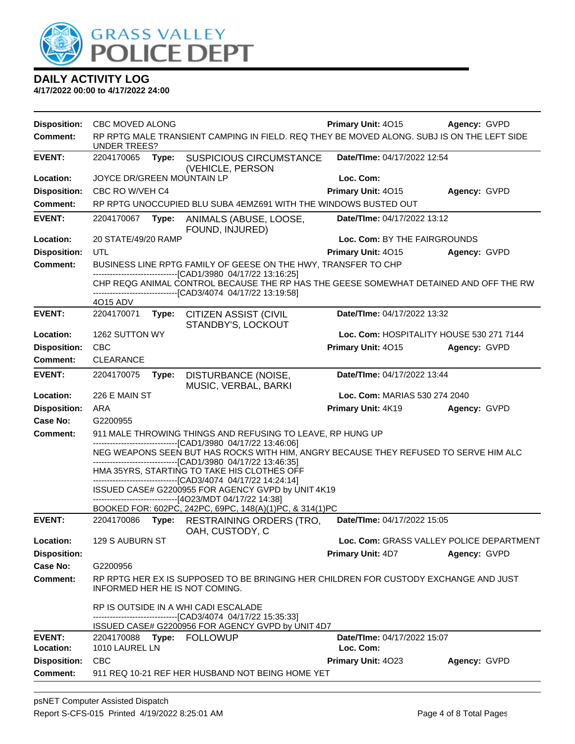# GRASS VALLEY POLICE DEPT

## DAILY ACTIVITY LOG

**4/17/2022 00:00 to 4/17/2022 24:00**

**Disposition:** CBC MOVED ALONG **Primary Unit:** 4O15 **Agency:** GVPD

**Comment:** RP RPTG MALE TRANSIENT CAMPING IN FIELD. REQ THEY BE MOVED ALONG. SUBJ IS ON THE LEFT SIDE UNDER TREES?

---

**EVENT:** 2204170065 **Type:** SUSPICIOUS CIRCUMSTANCE (VEHICLE, PERSON **Date/TIme:** 04/17/2022 12:54

**Location:** JOYCE DR/GREEN MOUNTAIN LP **Loc. Com:**

**Disposition:** CBC RO W/VEH C4 **Primary Unit:** 4O15 **Agency:** GVPD

**Comment:** RP RPTG UNOCCUPIED BLU SUBA 4EMZ691 WITH THE WINDOWS BUSTED OUT

---

**EVENT:** 2204170067 **Type:** ANIMALS (ABUSE, LOOSE, FOUND, INJURED) **Date/TIme:** 04/17/2022 13:12

**Location:** 20 STATE/49/20 RAMP **Loc. Com:** BY THE FAIRGROUNDS

**Disposition:** UTL **Primary Unit:** 4O15 **Agency:** GVPD

**Comment:** BUSINESS LINE RPTG FAMILY OF GEESE ON THE HWY, TRANSFER TO CHP

-------------------------------[CAD1/3980 04/17/22 13:16:25]

CHP REQG ANIMAL CONTROL BECAUSE THE RP HAS THE GEESE SOMEWHAT DETAINED AND OFF THE RW

-------------------------------[CAD3/4074 04/17/22 13:19:58]

4O15 ADV

---

**EVENT:** 2204170071 **Type:** CITIZEN ASSIST (CIVIL STANDBY'S, LOCKOUT **Date/TIme:** 04/17/2022 13:32

**Location:** 1262 SUTTON WY **Loc. Com:** HOSPITALITY HOUSE 530 271 7144

**Disposition:** CBC **Primary Unit:** 4O15 **Agency:** GVPD

**Comment:** CLEARANCE

---

**EVENT:** 2204170075 **Type:** DISTURBANCE (NOISE, MUSIC, VERBAL, BARKI **Date/TIme:** 04/17/2022 13:44

**Location:** 226 E MAIN ST **Loc. Com:** MARIAS 530 274 2040

**Disposition:** ARA **Primary Unit:** 4K19 **Agency:** GVPD

**Case No:** G2200955

**Comment:** 911 MALE THROWING THINGS AND REFUSING TO LEAVE, RP HUNG UP

-------------------------------[CAD1/3980 04/17/22 13:46:06]

NEG WEAPONS SEEN BUT HAS ROCKS WITH HIM, ANGRY BECAUSE THEY REFUSED TO SERVE HIM ALC

-------------------------------[CAD1/3980 04/17/22 13:46:35]

HMA 35YRS, STARTING TO TAKE HIS CLOTHES OFF

-------------------------------[CAD3/4074 04/17/22 14:24:14]

ISSUED CASE# G2200955 FOR AGENCY GVPD by UNIT 4K19

-------------------------------[4O23/MDT 04/17/22 14:38]

BOOKED FOR: 602PC, 242PC, 69PC, 148(A)(1)PC, & 314(1)PC

---

**EVENT:** 2204170086 **Type:** RESTRAINING ORDERS (TRO, OAH, CUSTODY, C **Date/TIme:** 04/17/2022 15:05

**Location:** 129 S AUBURN ST **Loc. Com:** GRASS VALLEY POLICE DEPARTMENT

**Disposition:** **Primary Unit:** 4D7 **Agency:** GVPD

**Case No:** G2200956

**Comment:** RP RPTG HER EX IS SUPPOSED TO BE BRINGING HER CHILDREN FOR CUSTODY EXCHANGE AND JUST INFORMED HER HE IS NOT COMING.

RP IS OUTSIDE IN A WHI CADI ESCALADE

-------------------------------[CAD3/4074 04/17/22 15:35:33]

ISSUED CASE# G2200956 FOR AGENCY GVPD by UNIT 4D7

---

**EVENT:** 2204170088 **Type:** FOLLOWUP **Date/TIme:** 04/17/2022 15:07

**Location:** 1010 LAUREL LN **Loc. Com:**

**Disposition:** CBC **Primary Unit:** 4O23 **Agency:** GVPD

**Comment:** 911 REQ 10-21 REF HER HUSBAND NOT BEING HOME YET

---

psNET Computer Assisted Dispatch

Report S-CFS-015 Printed 4/19/2022 8:25:01 AM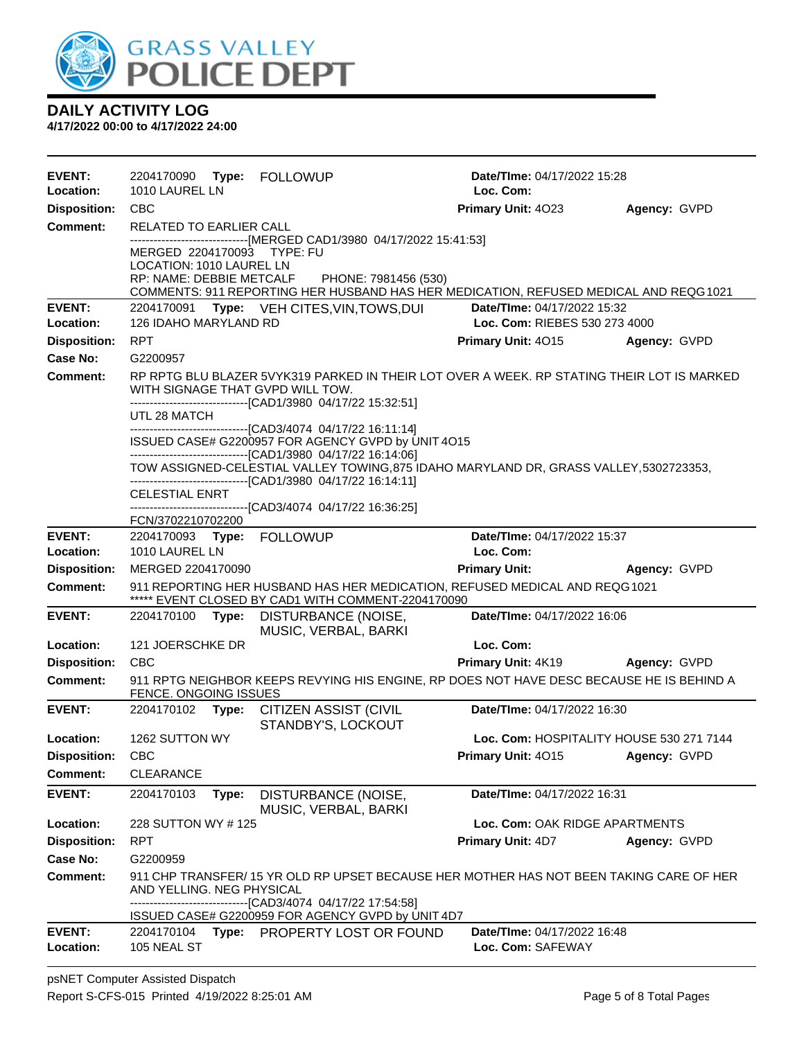# GRASS VALLEY POLICE DEPT

## DAILY ACTIVITY LOG

**4/17/2022 00:00 to 4/17/2022 24:00**

---

**EVENT:** 2204170090 **Type:** FOLLOWUP **Date/TIme:** 04/17/2022 15:28
**Location:** 1010 LAUREL LN **Loc. Com:**
**Disposition:** CBC **Primary Unit:** 4O23 **Agency:** GVPD
**Comment:** RELATED TO EARLIER CALL
------------------------------[MERGED CAD1/3980 04/17/2022 15:41:53]
MERGED 2204170093 TYPE: FU
LOCATION: 1010 LAUREL LN
RP: NAME: DEBBIE METCALF PHONE: 7981456 (530)
COMMENTS: 911 REPORTING HER HUSBAND HAS HER MEDICATION, REFUSED MEDICAL AND REQG 1021

---

**EVENT:** 2204170091 **Type:** VEH CITES,VIN,TOWS,DUI **Date/TIme:** 04/17/2022 15:32
**Location:** 126 IDAHO MARYLAND RD **Loc. Com:** RIEBES 530 273 4000
**Disposition:** RPT **Primary Unit:** 4O15 **Agency:** GVPD
**Case No:** G2200957
**Comment:** RP RPTG BLU BLAZER 5VYK319 PARKED IN THEIR LOT OVER A WEEK. RP STATING THEIR LOT IS MARKED WITH SIGNAGE THAT GVPD WILL TOW.
------------------------------[CAD1/3980 04/17/22 15:32:51]
UTL 28 MATCH
------------------------------[CAD3/4074 04/17/22 16:11:14]
ISSUED CASE# G2200957 FOR AGENCY GVPD by UNIT 4O15
------------------------------[CAD1/3980 04/17/22 16:14:06]
TOW ASSIGNED-CELESTIAL VALLEY TOWING,875 IDAHO MARYLAND DR, GRASS VALLEY,5302723353,
------------------------------[CAD1/3980 04/17/22 16:14:11]
CELESTIAL ENRT
------------------------------[CAD3/4074 04/17/22 16:36:25]
FCN/3702210702200

---

**EVENT:** 2204170093 **Type:** FOLLOWUP **Date/TIme:** 04/17/2022 15:37
**Location:** 1010 LAUREL LN **Loc. Com:**
**Disposition:** MERGED 2204170090 **Primary Unit:** **Agency:** GVPD
**Comment:** 911 REPORTING HER HUSBAND HAS HER MEDICATION, REFUSED MEDICAL AND REQG 1021
***** EVENT CLOSED BY CAD1 WITH COMMENT-2204170090

---

**EVENT:** 2204170100 **Type:** DISTURBANCE (NOISE, MUSIC, VERBAL, BARKI **Date/TIme:** 04/17/2022 16:06
**Location:** 121 JOERSCHKE DR **Loc. Com:**
**Disposition:** CBC **Primary Unit:** 4K19 **Agency:** GVPD
**Comment:** 911 RPTG NEIGHBOR KEEPS REVYING HIS ENGINE, RP DOES NOT HAVE DESC BECAUSE HE IS BEHIND A FENCE. ONGOING ISSUES

---

**EVENT:** 2204170102 **Type:** CITIZEN ASSIST (CIVIL STANDBY'S, LOCKOUT **Date/TIme:** 04/17/2022 16:30
**Location:** 1262 SUTTON WY **Loc. Com:** HOSPITALITY HOUSE 530 271 7144
**Disposition:** CBC **Primary Unit:** 4O15 **Agency:** GVPD
**Comment:** CLEARANCE

---

**EVENT:** 2204170103 **Type:** DISTURBANCE (NOISE, MUSIC, VERBAL, BARKI **Date/TIme:** 04/17/2022 16:31
**Location:** 228 SUTTON WY # 125 **Loc. Com:** OAK RIDGE APARTMENTS
**Disposition:** RPT **Primary Unit:** 4D7 **Agency:** GVPD
**Case No:** G2200959
**Comment:** 911 CHP TRANSFER/ 15 YR OLD RP UPSET BECAUSE HER MOTHER HAS NOT BEEN TAKING CARE OF HER AND YELLING. NEG PHYSICAL
------------------------------[CAD3/4074 04/17/22 17:54:58]
ISSUED CASE# G2200959 FOR AGENCY GVPD by UNIT 4D7

---

**EVENT:** 2204170104 **Type:** PROPERTY LOST OR FOUND **Date/TIme:** 04/17/2022 16:48
**Location:** 105 NEAL ST **Loc. Com:** SAFEWAY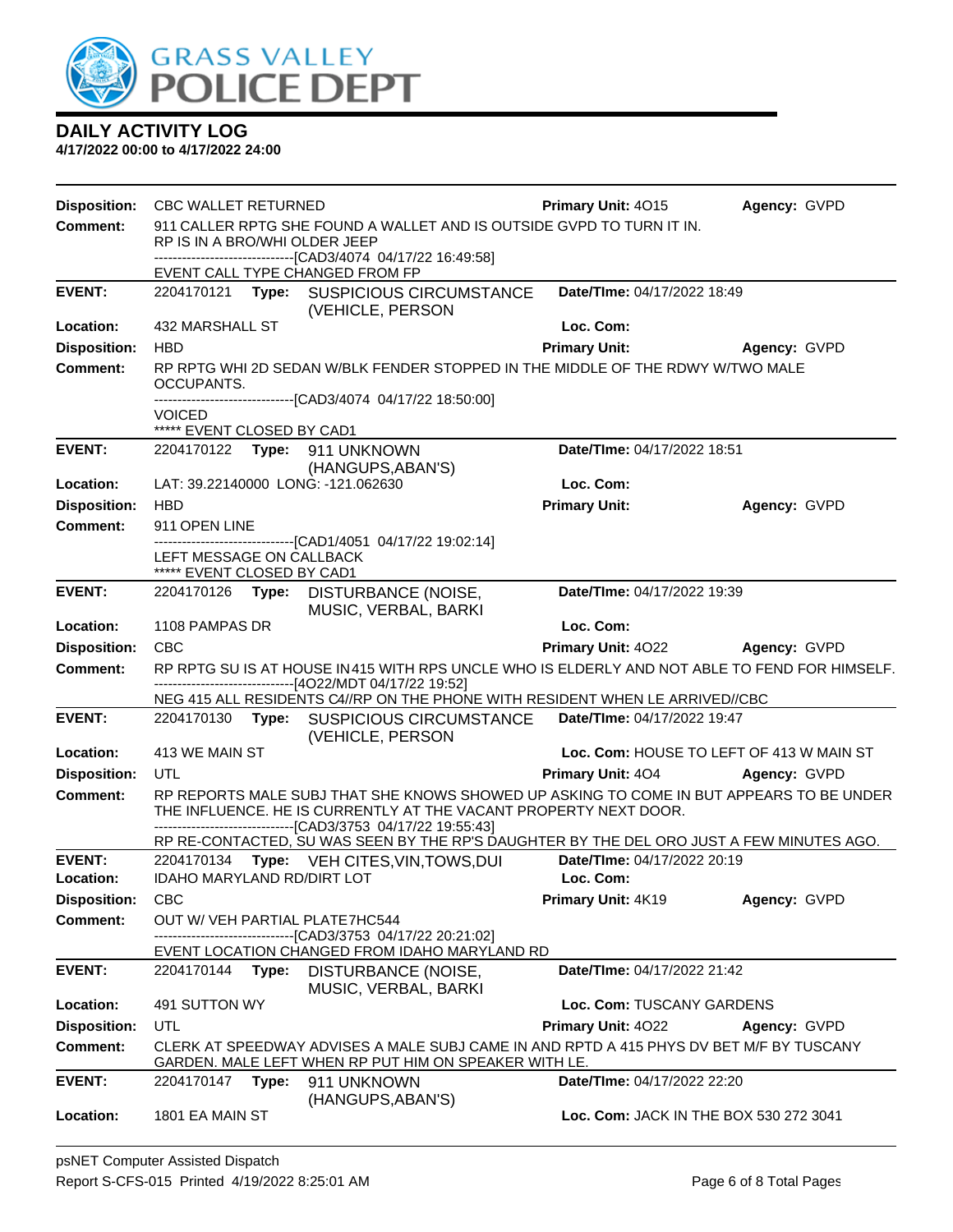# DAILY ACTIVITY LOG

**4/17/2022 00:00 to 4/17/2022 24:00**

**Disposition:** CBC WALLET RETURNED **Primary Unit:** 4O15 **Agency:** GVPD

**Comment:** 911 CALLER RPTG SHE FOUND A WALLET AND IS OUTSIDE GVPD TO TURN IT IN. RP IS IN A BRO/WHI OLDER JEEP
------------------------------[CAD3/4074 04/17/22 16:49:58]
EVENT CALL TYPE CHANGED FROM FP

---

**EVENT:** 2204170121 **Type:** SUSPICIOUS CIRCUMSTANCE (VEHICLE, PERSON **Date/TIme:** 04/17/2022 18:49

**Location:** 432 MARSHALL ST **Loc. Com:**

**Disposition:** HBD **Primary Unit:** **Agency:** GVPD

**Comment:** RP RPTG WHI 2D SEDAN W/BLK FENDER STOPPED IN THE MIDDLE OF THE RDWY W/TWO MALE OCCUPANTS.
------------------------------[CAD3/4074 04/17/22 18:50:00]
VOICED
***** EVENT CLOSED BY CAD1

---

**EVENT:** 2204170122 **Type:** 911 UNKNOWN (HANGUPS,ABAN'S) **Date/TIme:** 04/17/2022 18:51

**Location:** LAT: 39.22140000 LONG: -121.062630 **Loc. Com:**

**Disposition:** HBD **Primary Unit:** **Agency:** GVPD

**Comment:** 911 OPEN LINE
------------------------------[CAD1/4051 04/17/22 19:02:14]
LEFT MESSAGE ON CALLBACK
***** EVENT CLOSED BY CAD1

---

**EVENT:** 2204170126 **Type:** DISTURBANCE (NOISE, MUSIC, VERBAL, BARKI **Date/TIme:** 04/17/2022 19:39

**Location:** 1108 PAMPAS DR **Loc. Com:**

**Disposition:** CBC **Primary Unit:** 4O22 **Agency:** GVPD

**Comment:** RP RPTG SU IS AT HOUSE IN415 WITH RPS UNCLE WHO IS ELDERLY AND NOT ABLE TO FEND FOR HIMSELF.
------------------------------[4O22/MDT 04/17/22 19:52]
NEG 415 ALL RESIDENTS C4//RP ON THE PHONE WITH RESIDENT WHEN LE ARRIVED//CBC

---

**EVENT:** 2204170130 **Type:** SUSPICIOUS CIRCUMSTANCE (VEHICLE, PERSON **Date/TIme:** 04/17/2022 19:47

**Location:** 413 WE MAIN ST **Loc. Com:** HOUSE TO LEFT OF 413 W MAIN ST

**Disposition:** UTL **Primary Unit:** 4O4 **Agency:** GVPD

**Comment:** RP REPORTS MALE SUBJ THAT SHE KNOWS SHOWED UP ASKING TO COME IN BUT APPEARS TO BE UNDER THE INFLUENCE. HE IS CURRENTLY AT THE VACANT PROPERTY NEXT DOOR.
------------------------------[CAD3/3753 04/17/22 19:55:43]
RP RE-CONTACTED, SU WAS SEEN BY THE RP'S DAUGHTER BY THE DEL ORO JUST A FEW MINUTES AGO.

---

**EVENT:** 2204170134 **Type:** VEH CITES,VIN,TOWS,DUI **Date/TIme:** 04/17/2022 20:19

**Location:** IDAHO MARYLAND RD/DIRT LOT **Loc. Com:**

**Disposition:** CBC **Primary Unit:** 4K19 **Agency:** GVPD

**Comment:** OUT W/ VEH PARTIAL PLATE7HC544
------------------------------[CAD3/3753 04/17/22 20:21:02]
EVENT LOCATION CHANGED FROM IDAHO MARYLAND RD

---

**EVENT:** 2204170144 **Type:** DISTURBANCE (NOISE, MUSIC, VERBAL, BARKI **Date/TIme:** 04/17/2022 21:42

**Location:** 491 SUTTON WY **Loc. Com:** TUSCANY GARDENS

**Disposition:** UTL **Primary Unit:** 4O22 **Agency:** GVPD

**Comment:** CLERK AT SPEEDWAY ADVISES A MALE SUBJ CAME IN AND RPTD A 415 PHYS DV BET M/F BY TUSCANY GARDEN. MALE LEFT WHEN RP PUT HIM ON SPEAKER WITH LE.

---

**EVENT:** 2204170147 **Type:** 911 UNKNOWN (HANGUPS,ABAN'S) **Date/TIme:** 04/17/2022 22:20

**Location:** 1801 EA MAIN ST **Loc. Com:** JACK IN THE BOX 530 272 3041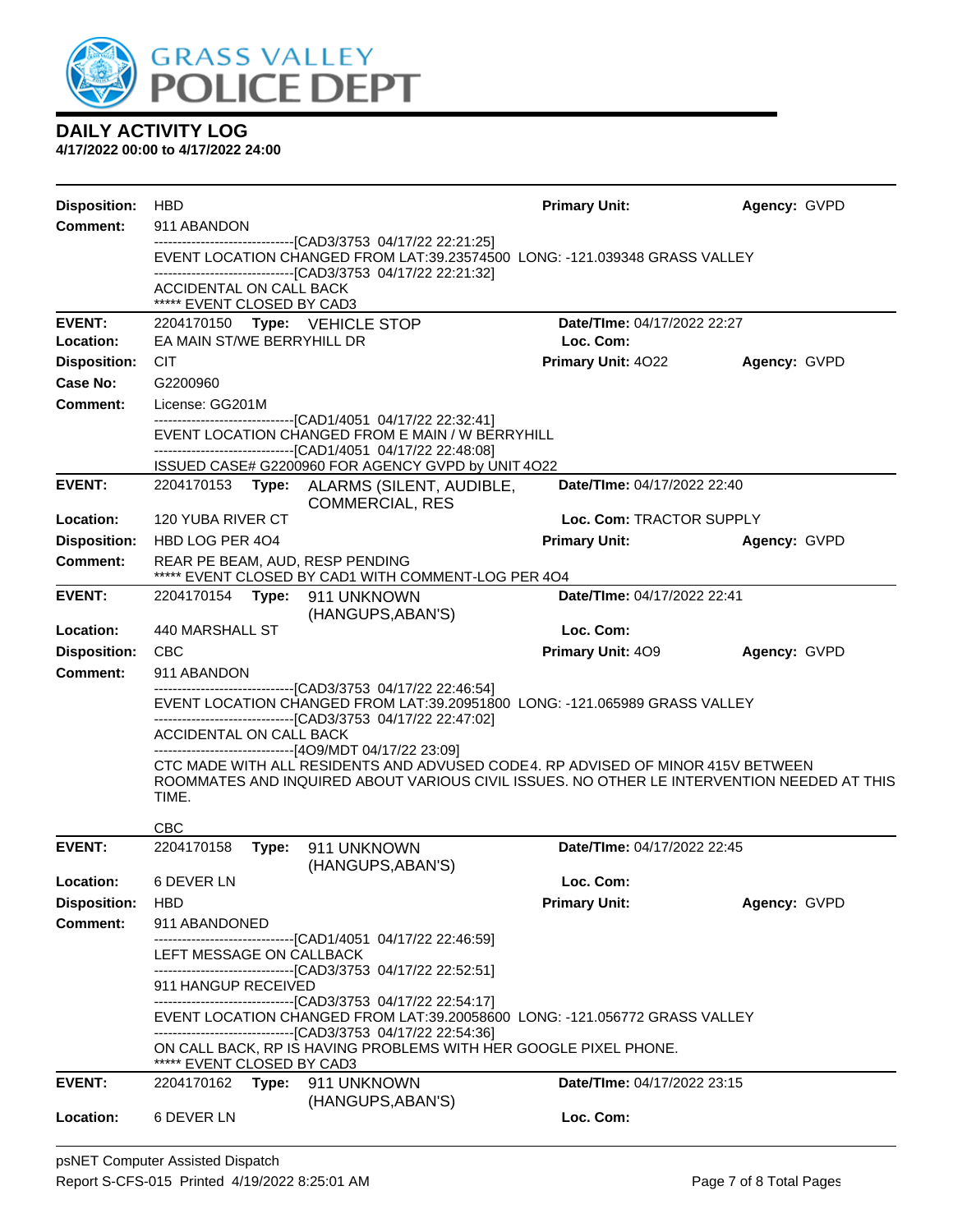## DAILY ACTIVITY LOG

**4/17/2022 00:00 to 4/17/2022 24:00**

**Disposition:** HBD **Primary Unit:** **Agency:** GVPD

**Comment:** 911 ABANDON

------------------------------[CAD3/3753 04/17/22 22:21:25]
EVENT LOCATION CHANGED FROM LAT:39.23574500 LONG: -121.039348 GRASS VALLEY
------------------------------[CAD3/3753 04/17/22 22:21:32]
ACCIDENTAL ON CALL BACK
***** EVENT CLOSED BY CAD3

---

**EVENT:** 2204170150 **Type:** VEHICLE STOP **Date/TIme:** 04/17/2022 22:27

**Location:** EA MAIN ST/WE BERRYHILL DR **Loc. Com:**

**Disposition:** CIT **Primary Unit:** 4O22 **Agency:** GVPD

**Case No:** G2200960

**Comment:** License: GG201M

------------------------------[CAD1/4051 04/17/22 22:32:41]
EVENT LOCATION CHANGED FROM E MAIN / W BERRYHILL
------------------------------[CAD1/4051 04/17/22 22:48:08]
ISSUED CASE# G2200960 FOR AGENCY GVPD by UNIT 4O22

---

**EVENT:** 2204170153 **Type:** ALARMS (SILENT, AUDIBLE, COMMERCIAL, RES **Date/TIme:** 04/17/2022 22:40

**Location:** 120 YUBA RIVER CT **Loc. Com:** TRACTOR SUPPLY

**Disposition:** HBD LOG PER 4O4 **Primary Unit:** **Agency:** GVPD

**Comment:** REAR PE BEAM, AUD, RESP PENDING
***** EVENT CLOSED BY CAD1 WITH COMMENT-LOG PER 4O4

---

**EVENT:** 2204170154 **Type:** 911 UNKNOWN (HANGUPS,ABAN'S) **Date/TIme:** 04/17/2022 22:41

**Location:** 440 MARSHALL ST **Loc. Com:**

**Disposition:** CBC **Primary Unit:** 4O9 **Agency:** GVPD

**Comment:** 911 ABANDON

------------------------------[CAD3/3753 04/17/22 22:46:54]
EVENT LOCATION CHANGED FROM LAT:39.20951800 LONG: -121.065989 GRASS VALLEY
------------------------------[CAD3/3753 04/17/22 22:47:02]
ACCIDENTAL ON CALL BACK
------------------------------[4O9/MDT 04/17/22 23:09]
CTC MADE WITH ALL RESIDENTS AND ADVUSED CODE4. RP ADVISED OF MINOR 415V BETWEEN ROOMMATES AND INQUIRED ABOUT VARIOUS CIVIL ISSUES. NO OTHER LE INTERVENTION NEEDED AT THIS TIME.

CBC

---

**EVENT:** 2204170158 **Type:** 911 UNKNOWN (HANGUPS,ABAN'S) **Date/TIme:** 04/17/2022 22:45

**Location:** 6 DEVER LN **Loc. Com:**

**Disposition:** HBD **Primary Unit:** **Agency:** GVPD

**Comment:** 911 ABANDONED

------------------------------[CAD1/4051 04/17/22 22:46:59]
LEFT MESSAGE ON CALLBACK
------------------------------[CAD3/3753 04/17/22 22:52:51]
911 HANGUP RECEIVED
------------------------------[CAD3/3753 04/17/22 22:54:17]
EVENT LOCATION CHANGED FROM LAT:39.20058600 LONG: -121.056772 GRASS VALLEY
------------------------------[CAD3/3753 04/17/22 22:54:36]
ON CALL BACK, RP IS HAVING PROBLEMS WITH HER GOOGLE PIXEL PHONE.
***** EVENT CLOSED BY CAD3

---

**EVENT:** 2204170162 **Type:** 911 UNKNOWN (HANGUPS,ABAN'S) **Date/TIme:** 04/17/2022 23:15

**Location:** 6 DEVER LN **Loc. Com:**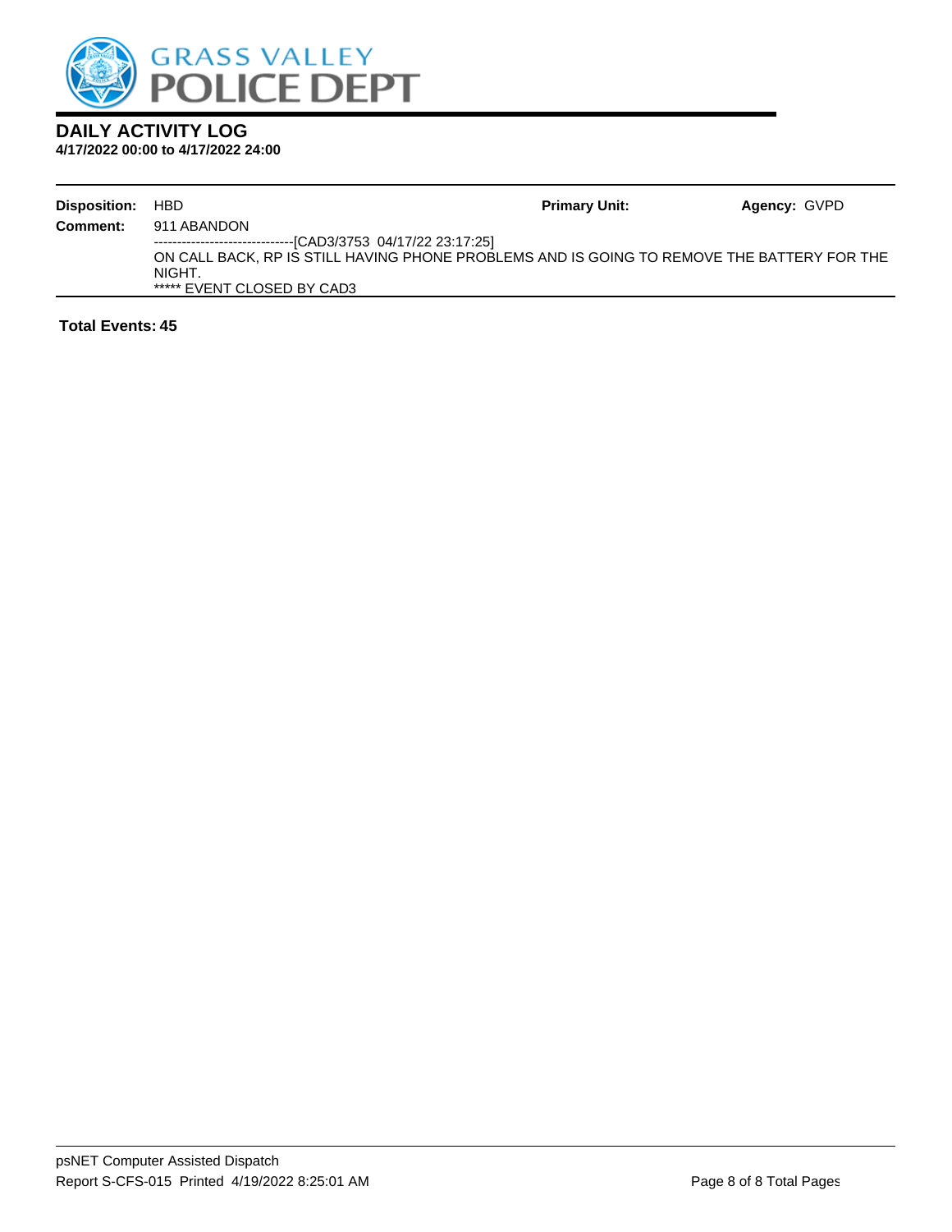# DAILY ACTIVITY LOG

**4/17/2022 00:00 to 4/17/2022 24:00**

**Disposition:** HBD **Primary Unit:** **Agency:** GVPD

**Comment:** 911 ABANDON

-------------------------------[CAD3/3753 04/17/22 23:17:25]

ON CALL BACK, RP IS STILL HAVING PHONE PROBLEMS AND IS GOING TO REMOVE THE BATTERY FOR THE NIGHT.

***** EVENT CLOSED BY CAD3

**Total Events: 45**

psNET Computer Assisted Dispatch

Report S-CFS-015 Printed 4/19/2022 8:25:01 AM